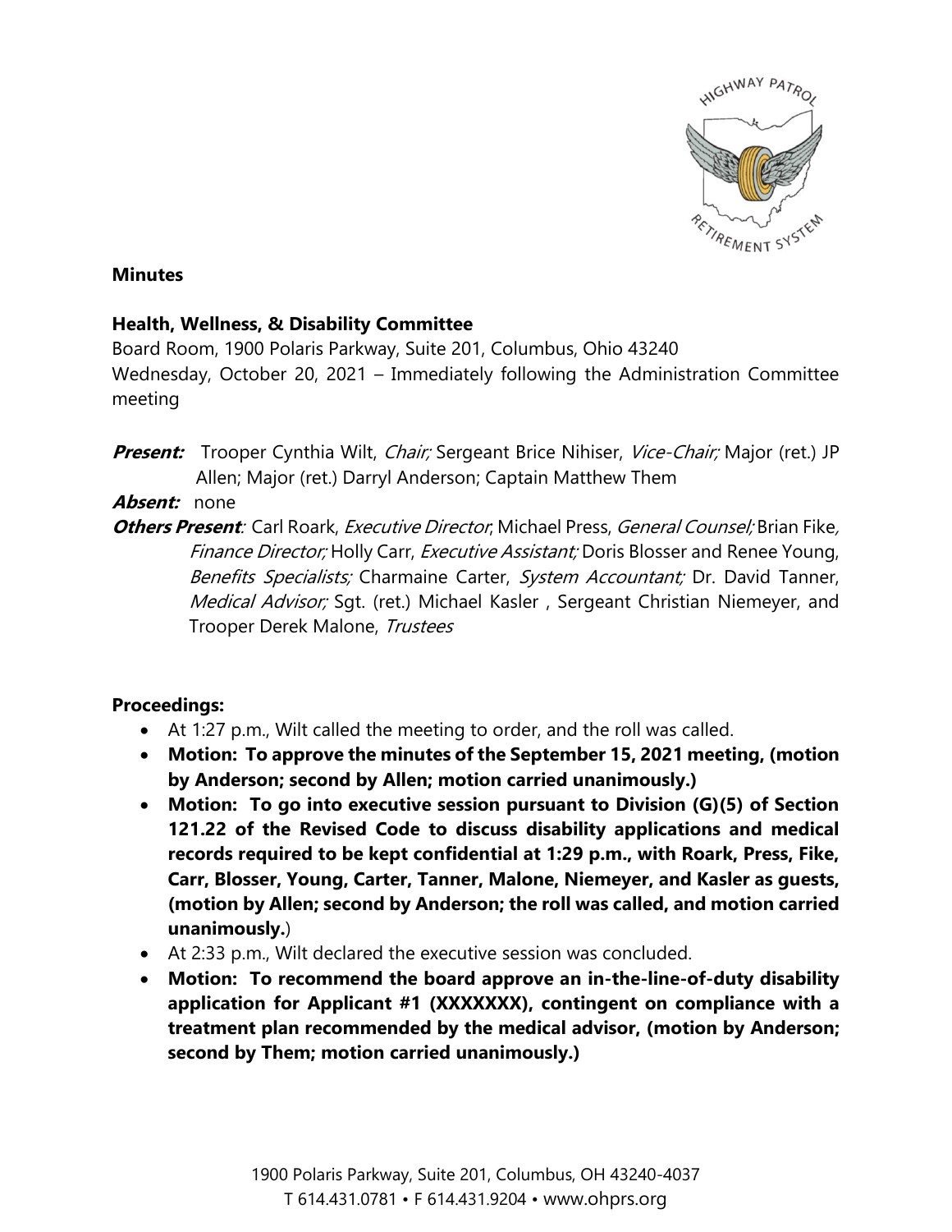**Minutes**

**Health, Wellness, & Disability Committee**

Board Room, 1900 Polaris Parkway, Suite 201, Columbus, Ohio 43240

Wednesday, October 20, 2021 – Immediately following the Administration Committee meeting

***Present:*** Trooper Cynthia Wilt, *Chair;* Sergeant Brice Nihiser, *Vice-Chair;* Major (ret.) JP Allen; Major (ret.) Darryl Anderson; Captain Matthew Them

***Absent:*** none

***Others Present***: Carl Roark, *Executive Director*, Michael Press, *General Counsel;* Brian Fike, *Finance Director;* Holly Carr, *Executive Assistant;* Doris Blosser and Renee Young, *Benefits Specialists;* Charmaine Carter, *System Accountant;* Dr. David Tanner, *Medical Advisor;* Sgt. (ret.) Michael Kasler , Sergeant Christian Niemeyer, and Trooper Derek Malone, *Trustees*

**Proceedings:**

- At 1:27 p.m., Wilt called the meeting to order, and the roll was called.
- **Motion: To approve the minutes of the September 15, 2021 meeting, (motion by Anderson; second by Allen; motion carried unanimously.)**
- **Motion: To go into executive session pursuant to Division (G)(5) of Section 121.22 of the Revised Code to discuss disability applications and medical records required to be kept confidential at 1:29 p.m., with Roark, Press, Fike, Carr, Blosser, Young, Carter, Tanner, Malone, Niemeyer, and Kasler as guests, (motion by Allen; second by Anderson; the roll was called, and motion carried unanimously.**)
- At 2:33 p.m., Wilt declared the executive session was concluded.
- **Motion: To recommend the board approve an in-the-line-of-duty disability application for Applicant #1 (XXXXXXX), contingent on compliance with a treatment plan recommended by the medical advisor, (motion by Anderson; second by Them; motion carried unanimously.)**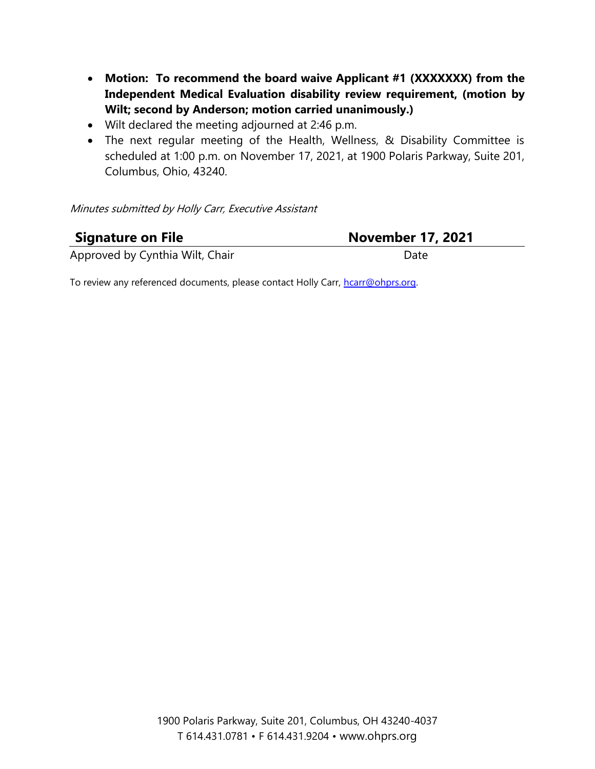- **Motion: To recommend the board waive Applicant #1 (XXXXXXX) from the Independent Medical Evaluation disability review requirement, (motion by Wilt; second by Anderson; motion carried unanimously.)**
- Wilt declared the meeting adjourned at 2:46 p.m.
- The next regular meeting of the Health, Wellness, & Disability Committee is scheduled at 1:00 p.m. on November 17, 2021, at 1900 Polaris Parkway, Suite 201, Columbus, Ohio, 43240.

*Minutes submitted by Holly Carr, Executive Assistant*

| **Signature on File** | **November 17, 2021** |
| --- | --- |
| Approved by Cynthia Wilt, Chair | Date |

To review any referenced documents, please contact Holly Carr, hcarr@ohprs.org.

1900 Polaris Parkway, Suite 201, Columbus, OH 43240-4037
T 614.431.0781 • F 614.431.9204 • www.ohprs.org